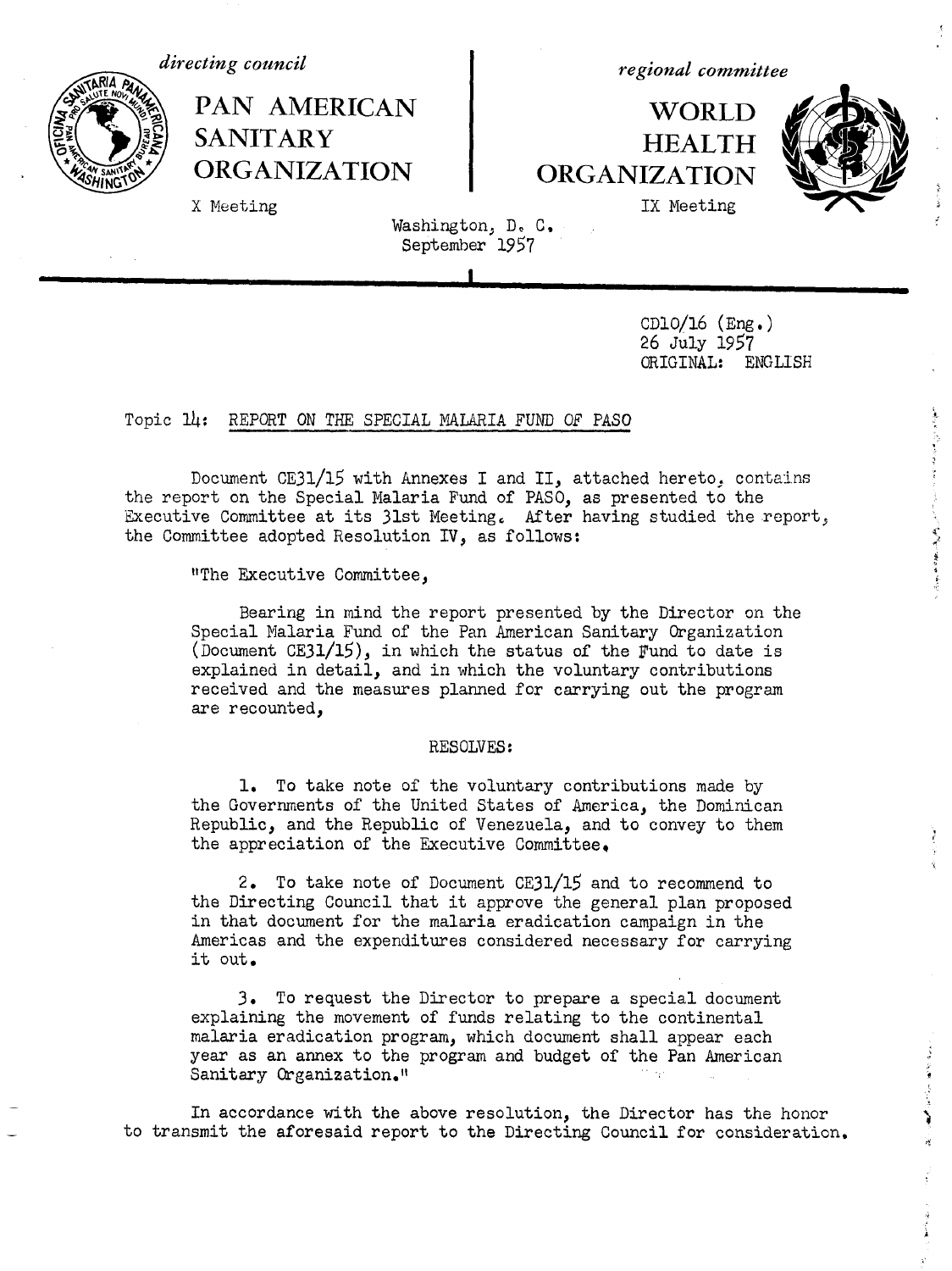*directing council*

**PAN AMERICAN SANITARY ORGANIZATION**

X Meeting

*regional committee*

**WORLD HEALTH ORGANIZATION**

IX Meeting

Washington, D. C.
September 1957

CD10/16 (Eng.)
26 July 1957
ORIGINAL: ENGLISH

Topic 14: REPORT ON THE SPECIAL MALARIA FUND OF PASO

Document CE31/15 with Annexes I and II, attached hereto, contains the report on the Special Malaria Fund of PASO, as presented to the Executive Committee at its 31st Meeting. After having studied the report, the Committee adopted Resolution IV, as follows:

"The Executive Committee,

Bearing in mind the report presented by the Director on the Special Malaria Fund of the Pan American Sanitary Organization (Document CE31/15), in which the status of the Fund to date is explained in detail, and in which the voluntary contributions received and the measures planned for carrying out the program are recounted,

RESOLVES:

1. To take note of the voluntary contributions made by the Governments of the United States of America, the Dominican Republic, and the Republic of Venezuela, and to convey to them the appreciation of the Executive Committee.

2. To take note of Document CE31/15 and to recommend to the Directing Council that it approve the general plan proposed in that document for the malaria eradication campaign in the Americas and the expenditures considered necessary for carrying it out.

3. To request the Director to prepare a special document explaining the movement of funds relating to the continental malaria eradication program, which document shall appear each year as an annex to the program and budget of the Pan American Sanitary Organization."

In accordance with the above resolution, the Director has the honor to transmit the aforesaid report to the Directing Council for consideration.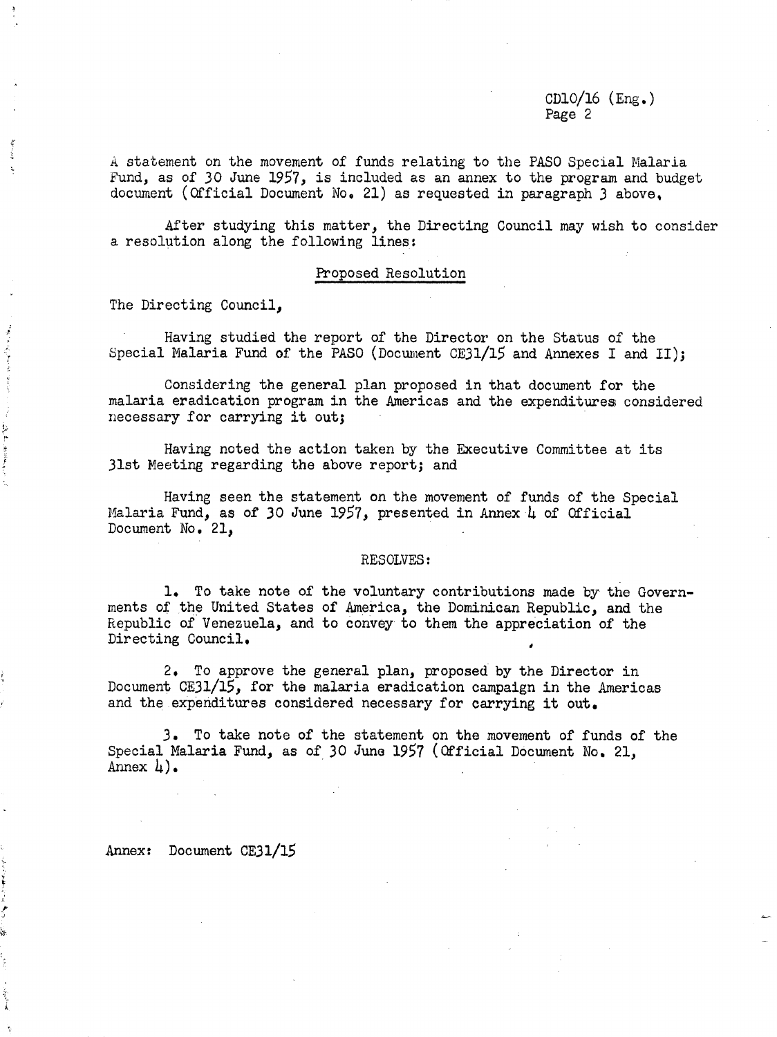A statement on the movement of funds relating to the PASO Special Malaria Fund, as of 30 June 1957, is included as an annex to the program and budget document (Official Document No. 21) as requested in paragraph 3 above.

After studying this matter, the Directing Council may wish to consider a resolution along the following lines:

## Proposed Resolution

The Directing Council,

Having studied the report of the Director on the Status of the Special Malaria Fund of the PASO (Document CE31/15 and Annexes I and II);

Considering the general plan proposed in that document for the malaria eradication program in the Americas and the expenditures considered necessary for carrying it out;

Having noted the action taken by the Executive Committee at its 31st Meeting regarding the above report; and

Having seen the statement on the movement of funds of the Special Malaria Fund, as of 30 June 1957, presented in Annex 4 of Official Document No. 21,

RESOLVES:

1. To take note of the voluntary contributions made by the Governments of the United States of America, the Dominican Republic, and the Republic of Venezuela, and to convey to them the appreciation of the Directing Council.

2. To approve the general plan, proposed by the Director in Document CE31/15, for the malaria eradication campaign in the Americas and the expenditures considered necessary for carrying it out.

3. To take note of the statement on the movement of funds of the Special Malaria Fund, as of 30 June 1957 (Official Document No. 21, Annex 4).

Annex: Document CE31/15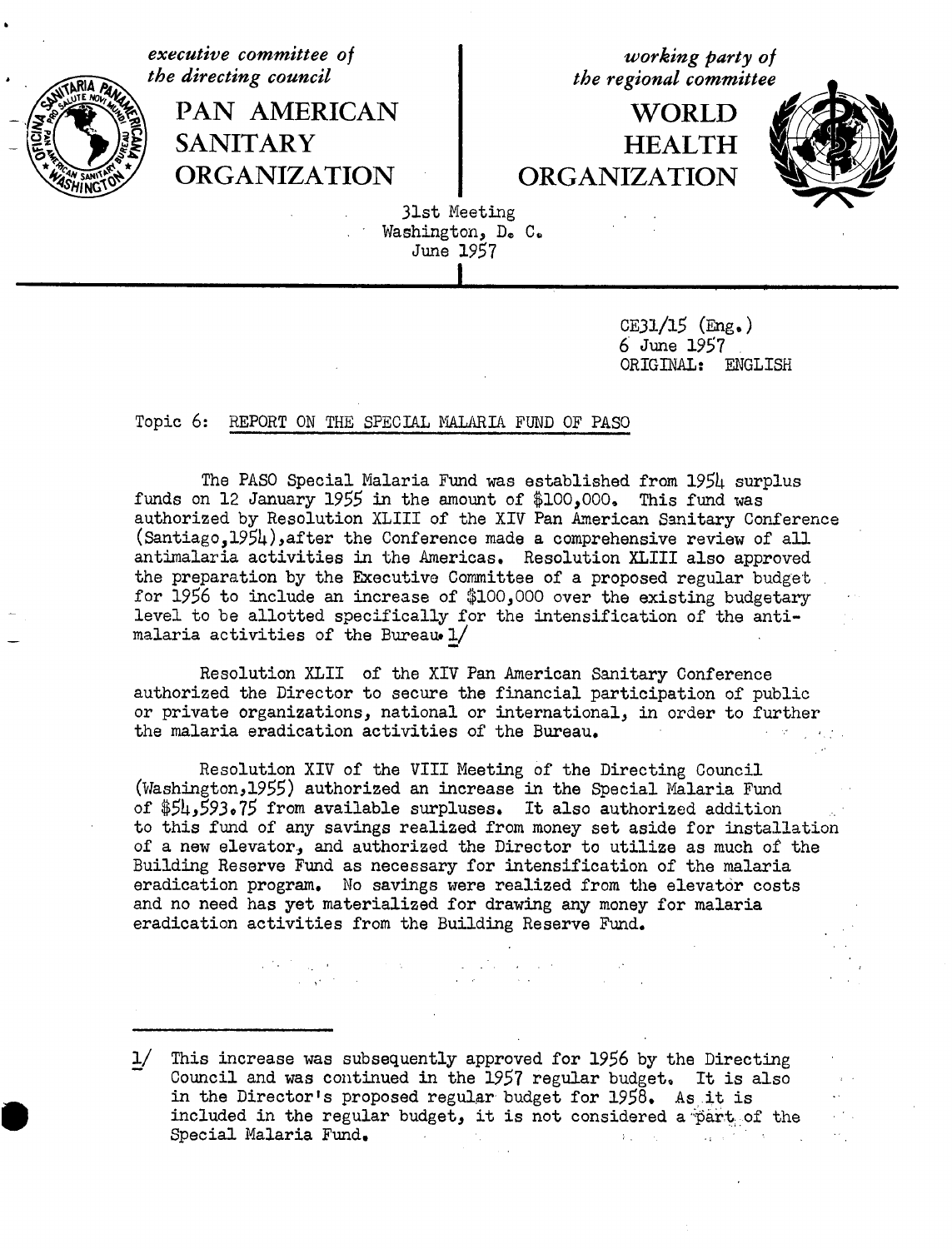*executive committee of the directing council*

**PAN AMERICAN SANITARY ORGANIZATION**

*working party of the regional committee*

**WORLD HEALTH ORGANIZATION**

31st Meeting
Washington, D. C.
June 1957

CE31/15 (Eng.)
6 June 1957
ORIGINAL: ENGLISH

Topic 6: REPORT ON THE SPECIAL MALARIA FUND OF PASO

The PASO Special Malaria Fund was established from 1954 surplus funds on 12 January 1955 in the amount of $100,000. This fund was authorized by Resolution XLIII of the XIV Pan American Sanitary Conference (Santiago,1954),after the Conference made a comprehensive review of all antimalaria activities in the Americas. Resolution XLIII also approved the preparation by the Executive Committee of a proposed regular budget for 1956 to include an increase of $100,000 over the existing budgetary level to be allotted specifically for the intensification of the antimalaria activities of the Bureau.[1]

Resolution XLII of the XIV Pan American Sanitary Conference authorized the Director to secure the financial participation of public or private organizations, national or international, in order to further the malaria eradication activities of the Bureau.

Resolution XIV of the VIII Meeting of the Directing Council (Washington,1955) authorized an increase in the Special Malaria Fund of $54,593.75 from available surpluses. It also authorized addition to this fund of any savings realized from money set aside for installation of a new elevator, and authorized the Director to utilize as much of the Building Reserve Fund as necessary for intensification of the malaria eradication program. No savings were realized from the elevator costs and no need has yet materialized for drawing any money for malaria eradication activities from the Building Reserve Fund.

---

[1] This increase was subsequently approved for 1956 by the Directing Council and was continued in the 1957 regular budget. It is also in the Director's proposed regular budget for 1958. As it is included in the regular budget, it is not considered a part of the Special Malaria Fund.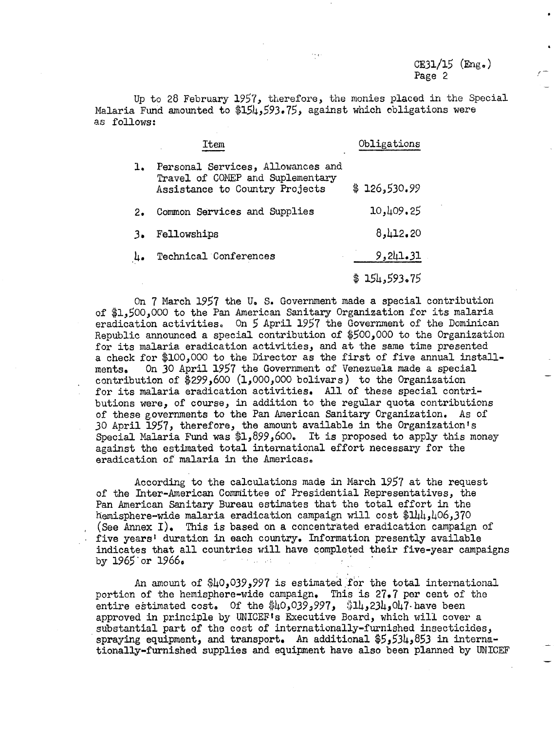Up to 28 February 1957, therefore, the monies placed in the Special Malaria Fund amounted to \$154,593.75, against which obligations were as follows:

| | Item | Obligations |
|---|---|---|
| 1. | Personal Services, Allowances and Travel of COMEP and Suplementary Assistance to Country Projects | \$ 126,530.99 |
| 2. | Common Services and Supplies | 10,409.25 |
| 3. | Fellowships | 8,412.20 |
| 4. | Technical Conferences | 9,241.31 |
| | | \$ 154,593.75 |

On 7 March 1957 the U. S. Government made a special contribution of \$1,500,000 to the Pan American Sanitary Organization for its malaria eradication activities. On 5 April 1957 the Government of the Dominican Republic announced a special contribution of \$500,000 to the Organization for its malaria eradication activities, and at the same time presented a check for \$100,000 to the Director as the first of five annual installments. On 30 April 1957 the Government of Venezuela made a special contribution of \$299,600 (1,000,000 bolivars) to the Organization for its malaria eradication activities. All of these special contributions were, of course, in addition to the regular quota contributions of these governments to the Pan American Sanitary Organization. As of 30 April 1957, therefore, the amount available in the Organization's Special Malaria Fund was \$1,899,600. It is proposed to apply this money against the estimated total international effort necessary for the eradication of malaria in the Americas.

According to the calculations made in March 1957 at the request of the Inter-American Committee of Presidential Representatives, the Pan American Sanitary Bureau estimates that the total effort in the hemisphere-wide malaria eradication campaign will cost \$144,406,370 (See Annex I). This is based on a concentrated eradication campaign of five years' duration in each country. Information presently available indicates that all countries will have completed their five-year campaigns by 1965 or 1966.

An amount of \$40,039,997 is estimated for the total international portion of the hemisphere-wide campaign. This is 27.7 per cent of the entire estimated cost. Of the \$40,039,997, \$14,234,047 have been approved in principle by UNICEF's Executive Board, which will cover a substantial part of the cost of internationally-furnished insecticides, spraying equipment, and transport. An additional \$5,534,853 in internationally-furnished supplies and equipment have also been planned by UNICEF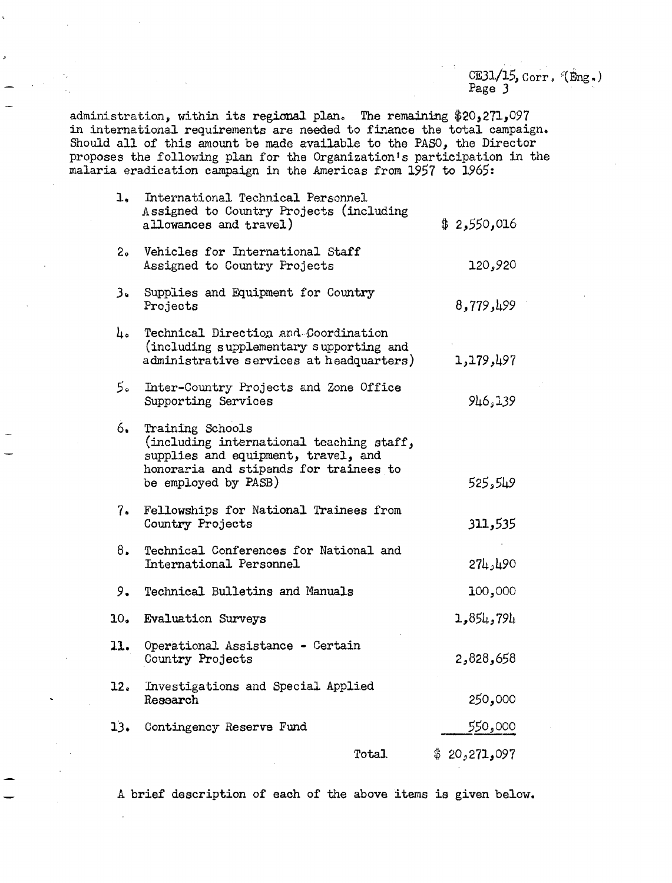administration, within its regional plan. The remaining $20,271,097 in international requirements are needed to finance the total campaign. Should all of this amount be made available to the PASO, the Director proposes the following plan for the Organization's participation in the malaria eradication campaign in the Americas from 1957 to 1965:

| No. | Item | Amount |
|---|---|---|
| 1. | International Technical Personnel Assigned to Country Projects (including allowances and travel) | $ 2,550,016 |
| 2. | Vehicles for International Staff Assigned to Country Projects | 120,920 |
| 3. | Supplies and Equipment for Country Projects | 8,779,499 |
| 4. | Technical Direction and Coordination (including supplementary supporting and administrative services at headquarters) | 1,179,497 |
| 5. | Inter-Country Projects and Zone Office Supporting Services | 946,139 |
| 6. | Training Schools (including international teaching staff, supplies and equipment, travel, and honoraria and stipends for trainees to be employed by PASB) | 525,549 |
| 7. | Fellowships for National Trainees from Country Projects | 311,535 |
| 8. | Technical Conferences for National and International Personnel | 274,490 |
| 9. | Technical Bulletins and Manuals | 100,000 |
| 10. | Evaluation Surveys | 1,854,794 |
| 11. | Operational Assistance - Certain Country Projects | 2,828,658 |
| 12. | Investigations and Special Applied Research | 250,000 |
| 13. | Contingency Reserve Fund | 550,000 |
| | Total | $ 20,271,097 |

A brief description of each of the above items is given below.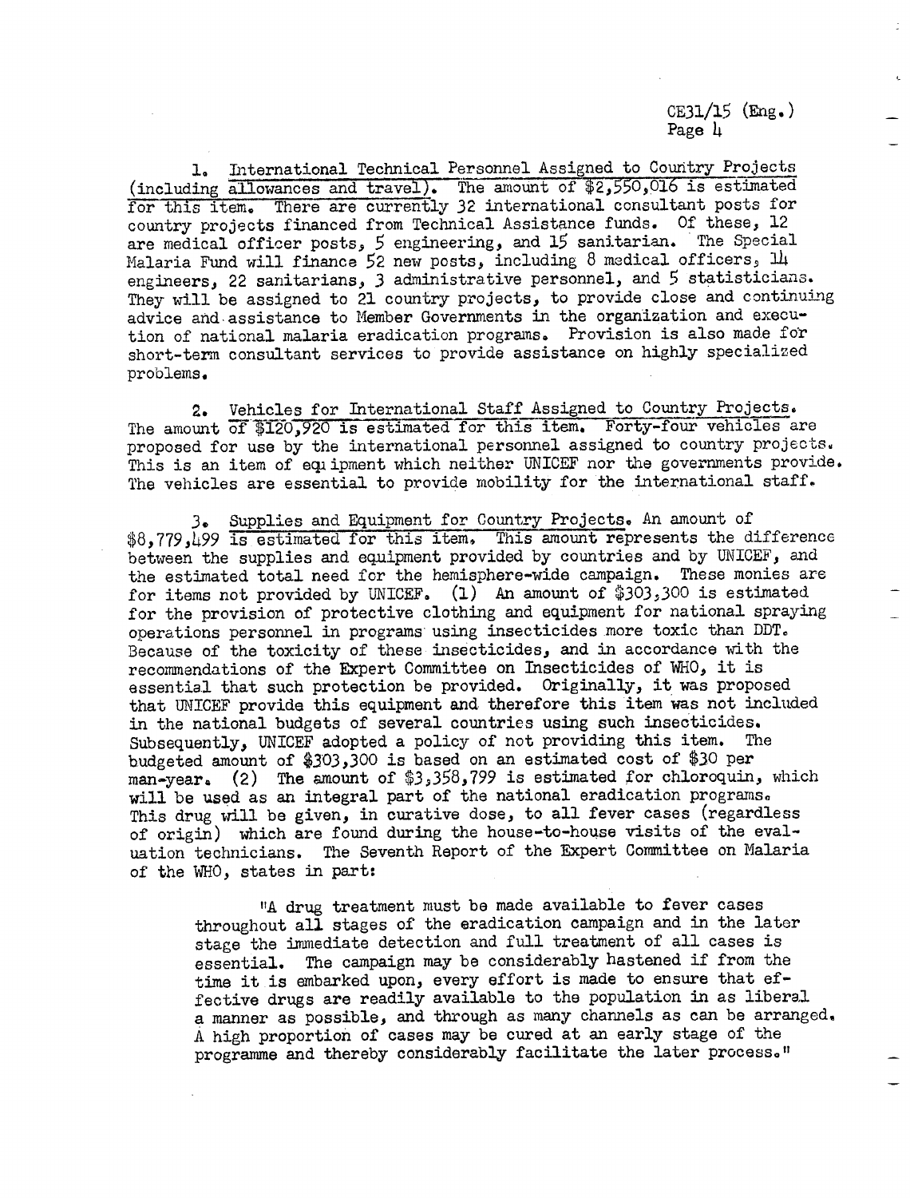1. International Technical Personnel Assigned to Country Projects (including allowances and travel). The amount of \$2,550,016 is estimated for this item. There are currently 32 international consultant posts for country projects financed from Technical Assistance funds. Of these, 12 are medical officer posts, 5 engineering, and 15 sanitarian. The Special Malaria Fund will finance 52 new posts, including 8 medical officers, 14 engineers, 22 sanitarians, 3 administrative personnel, and 5 statisticians. They will be assigned to 21 country projects, to provide close and continuing advice and assistance to Member Governments in the organization and execution of national malaria eradication programs. Provision is also made for short-term consultant services to provide assistance on highly specialized problems.

2. Vehicles for International Staff Assigned to Country Projects. The amount of \$120,920 is estimated for this item. Forty-four vehicles are proposed for use by the international personnel assigned to country projects. This is an item of equipment which neither UNICEF nor the governments provide. The vehicles are essential to provide mobility for the international staff.

3. Supplies and Equipment for Country Projects. An amount of \$8,779,499 is estimated for this item. This amount represents the difference between the supplies and equipment provided by countries and by UNICEF, and the estimated total need for the hemisphere-wide campaign. These monies are for items not provided by UNICEF. (1) An amount of \$303,300 is estimated for the provision of protective clothing and equipment for national spraying operations personnel in programs using insecticides more toxic than DDT. Because of the toxicity of these insecticides, and in accordance with the recommendations of the Expert Committee on Insecticides of WHO, it is essential that such protection be provided. Originally, it was proposed that UNICEF provide this equipment and therefore this item was not included in the national budgets of several countries using such insecticides. Subsequently, UNICEF adopted a policy of not providing this item. The budgeted amount of \$303,300 is based on an estimated cost of \$30 per man-year. (2) The amount of \$3,358,799 is estimated for chloroquin, which will be used as an integral part of the national eradication programs. This drug will be given, in curative dose, to all fever cases (regardless of origin) which are found during the house-to-house visits of the evaluation technicians. The Seventh Report of the Expert Committee on Malaria of the WHO, states in part:

> "A drug treatment must be made available to fever cases throughout all stages of the eradication campaign and in the later stage the immediate detection and full treatment of all cases is essential. The campaign may be considerably hastened if from the time it is embarked upon, every effort is made to ensure that effective drugs are readily available to the population in as liberal a manner as possible, and through as many channels as can be arranged. A high proportion of cases may be cured at an early stage of the programme and thereby considerably facilitate the later process."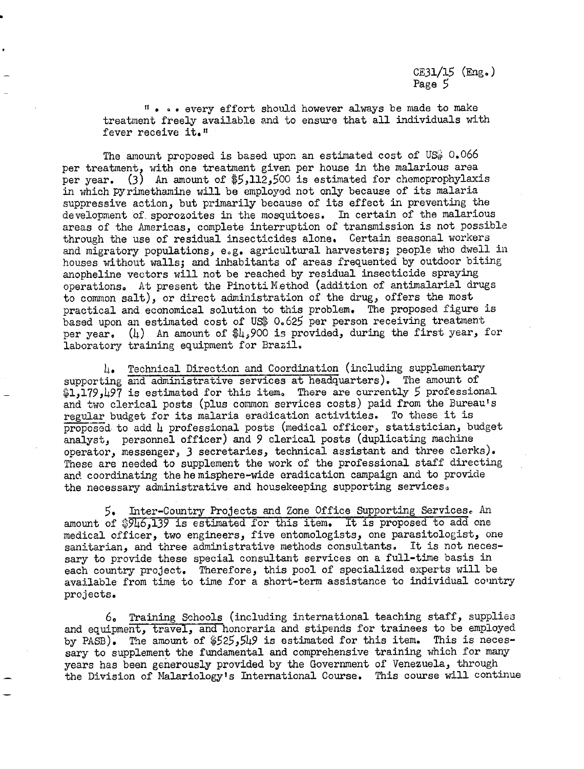". . . every effort should however always be made to make treatment freely available and to ensure that all individuals with fever receive it."

The amount proposed is based upon an estimated cost of US$ 0.066 per treatment, with one treatment given per house in the malarious area per year. (3) An amount of $5,112,500 is estimated for chemoprophylaxis in which pyrimethamine will be employed not only because of its malaria suppressive action, but primarily because of its effect in preventing the development of sporozoites in the mosquitoes. In certain of the malarious areas of the Americas, complete interruption of transmission is not possible through the use of residual insecticides alone. Certain seasonal workers and migratory populations, e.g. agricultural harvesters; people who dwell in houses without walls; and inhabitants of areas frequented by outdoor biting anopheline vectors will not be reached by residual insecticide spraying operations. At present the Pinotti Method (addition of antimalarial drugs to common salt), or direct administration of the drug, offers the most practical and economical solution to this problem. The proposed figure is based upon an estimated cost of US$ 0.625 per person receiving treatment per year. (4) An amount of $4,900 is provided, during the first year, for laboratory training equipment for Brazil.

4. Technical Direction and Coordination (including supplementary supporting and administrative services at headquarters). The amount of $1,179,497 is estimated for this item. There are currently 5 professional and two clerical posts (plus common services costs) paid from the Bureau's regular budget for its malaria eradication activities. To these it is proposed to add 4 professional posts (medical officer, statistician, budget analyst, personnel officer) and 9 clerical posts (duplicating machine operator, messenger, 3 secretaries, technical assistant and three clerks). These are needed to supplement the work of the professional staff directing and coordinating the hemisphere-wide eradication campaign and to provide the necessary administrative and housekeeping supporting services.

5. Inter-Country Projects and Zone Office Supporting Services. An amount of $946,139 is estimated for this item. It is proposed to add one medical officer, two engineers, five entomologists, one parasitologist, one sanitarian, and three administrative methods consultants. It is not necessary to provide these special consultant services on a full-time basis in each country project. Therefore, this pool of specialized experts will be available from time to time for a short-term assistance to individual country projects.

6. Training Schools (including international teaching staff, supplies and equipment, travel, and honoraria and stipends for trainees to be employed by PASB). The amount of $525,549 is estimated for this item. This is necessary to supplement the fundamental and comprehensive training which for many years has been generously provided by the Government of Venezuela, through the Division of Malariology's International Course. This course will continue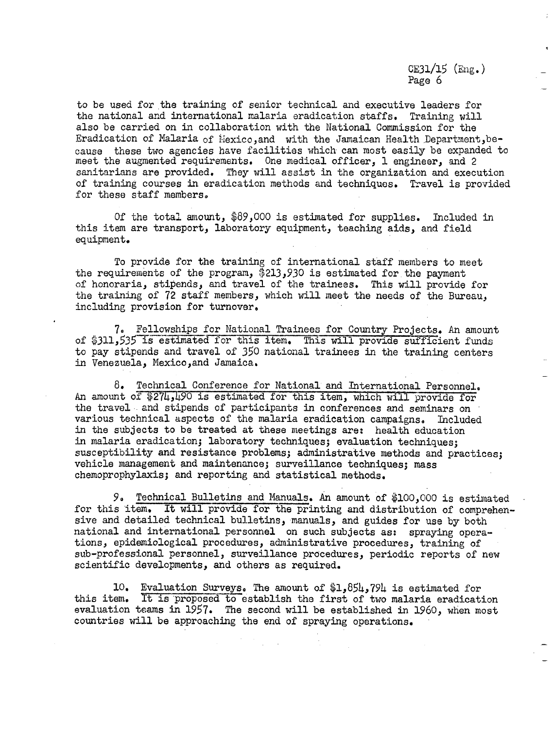to be used for the training of senior technical and executive leaders for the national and international malaria eradication staffs. Training will also be carried on in collaboration with the National Commission for the Eradication of Malaria of Mexico, and with the Jamaican Health Department, because these two agencies have facilities which can most easily be expanded to meet the augmented requirements. One medical officer, 1 engineer, and 2 sanitarians are provided. They will assist in the organization and execution of training courses in eradication methods and techniques. Travel is provided for these staff members.

Of the total amount, $89,000 is estimated for supplies. Included in this item are transport, laboratory equipment, teaching aids, and field equipment.

To provide for the training of international staff members to meet the requirements of the program, $213,930 is estimated for the payment of honoraria, stipends, and travel of the trainees. This will provide for the training of 72 staff members, which will meet the needs of the Bureau, including provision for turnover.

7. Fellowships for National Trainees for Country Projects. An amount of $311,535 is estimated for this item. This will provide sufficient funds to pay stipends and travel of 350 national trainees in the training centers in Venezuela, Mexico, and Jamaica.

8. Technical Conference for National and International Personnel. An amount of $274,490 is estimated for this item, which will provide for the travel and stipends of participants in conferences and seminars on various technical aspects of the malaria eradication campaigns. Included in the subjects to be treated at these meetings are: health education in malaria eradication; laboratory techniques; evaluation techniques; susceptibility and resistance problems; administrative methods and practices; vehicle management and maintenance; surveillance techniques; mass chemoprophylaxis; and reporting and statistical methods.

9. Technical Bulletins and Manuals. An amount of $100,000 is estimated for this item. It will provide for the printing and distribution of comprehensive and detailed technical bulletins, manuals, and guides for use by both national and international personnel on such subjects as: spraying operations, epidemiological procedures, administrative procedures, training of sub-professional personnel, surveillance procedures, periodic reports of new scientific developments, and others as required.

10. Evaluation Surveys. The amount of $1,854,794 is estimated for this item. It is proposed to establish the first of two malaria eradication evaluation teams in 1957. The second will be established in 1960, when most countries will be approaching the end of spraying operations.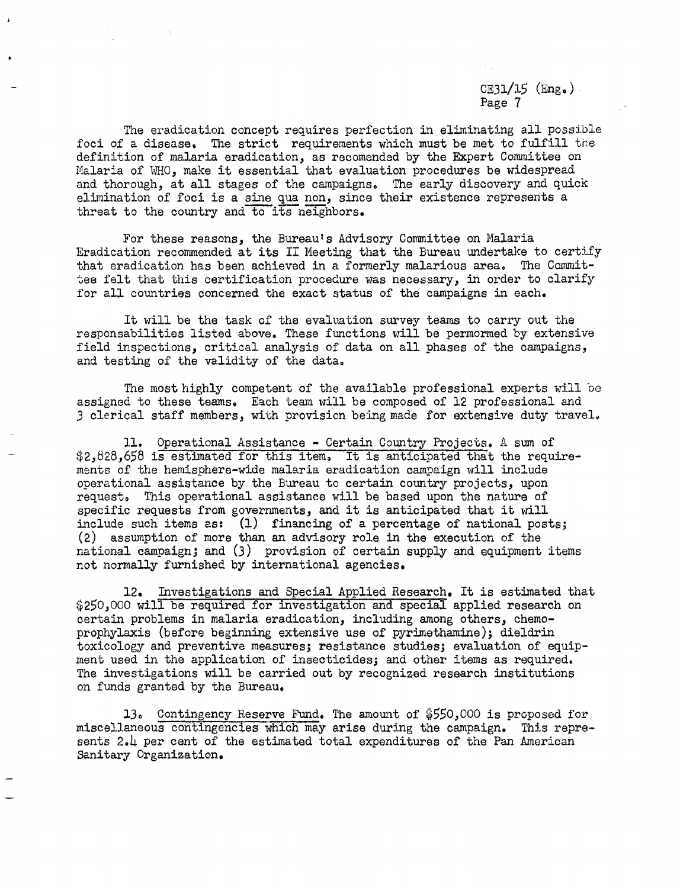The eradication concept requires perfection in eliminating all possible foci of a disease. The strict requirements which must be met to fulfill the definition of malaria eradication, as recomended by the Expert Committee on Malaria of WHO, make it essential that evaluation procedures be widespread and thorough, at all stages of the campaigns. The early discovery and quick elimination of foci is a sine qua non, since their existence represents a threat to the country and to its neighbors.

For these reasons, the Bureau's Advisory Committee on Malaria Eradication recommended at its II Meeting that the Bureau undertake to certify that eradication has been achieved in a formerly malarious area. The Committee felt that this certification procedure was necessary, in order to clarify for all countries concerned the exact status of the campaigns in each.

It will be the task of the evaluation survey teams to carry out the responsabilities listed above. These functions will be permormed by extensive field inspections, critical analysis of data on all phases of the campaigns, and testing of the validity of the data.

The most highly competent of the available professional experts will be assigned to these teams. Each team will be composed of 12 professional and 3 clerical staff members, with provision being made for extensive duty travel.

11. Operational Assistance - Certain Country Projects. A sum of $2,828,658 is estimated for this item. It is anticipated that the requirements of the hemisphere-wide malaria eradication campaign will include operational assistance by the Bureau to certain country projects, upon request. This operational assistance will be based upon the nature of specific requests from governments, and it is anticipated that it will include such items as: (1) financing of a percentage of national posts; (2) assumption of more than an advisory role in the execution of the national campaign; and (3) provision of certain supply and equipment items not normally furnished by international agencies.

12. Investigations and Special Applied Research. It is estimated that $250,000 will be required for investigation and special applied research on certain problems in malaria eradication, including among others, chemoprophylaxis (before beginning extensive use of pyrimethamine); dieldrin toxicology and preventive measures; resistance studies; evaluation of equipment used in the application of insecticides; and other items as required. The investigations will be carried out by recognized research institutions on funds granted by the Bureau.

13. Contingency Reserve Fund. The amount of $550,000 is proposed for miscellaneous contingencies which may arise during the campaign. This represents 2.4 per cent of the estimated total expenditures of the Pan American Sanitary Organization.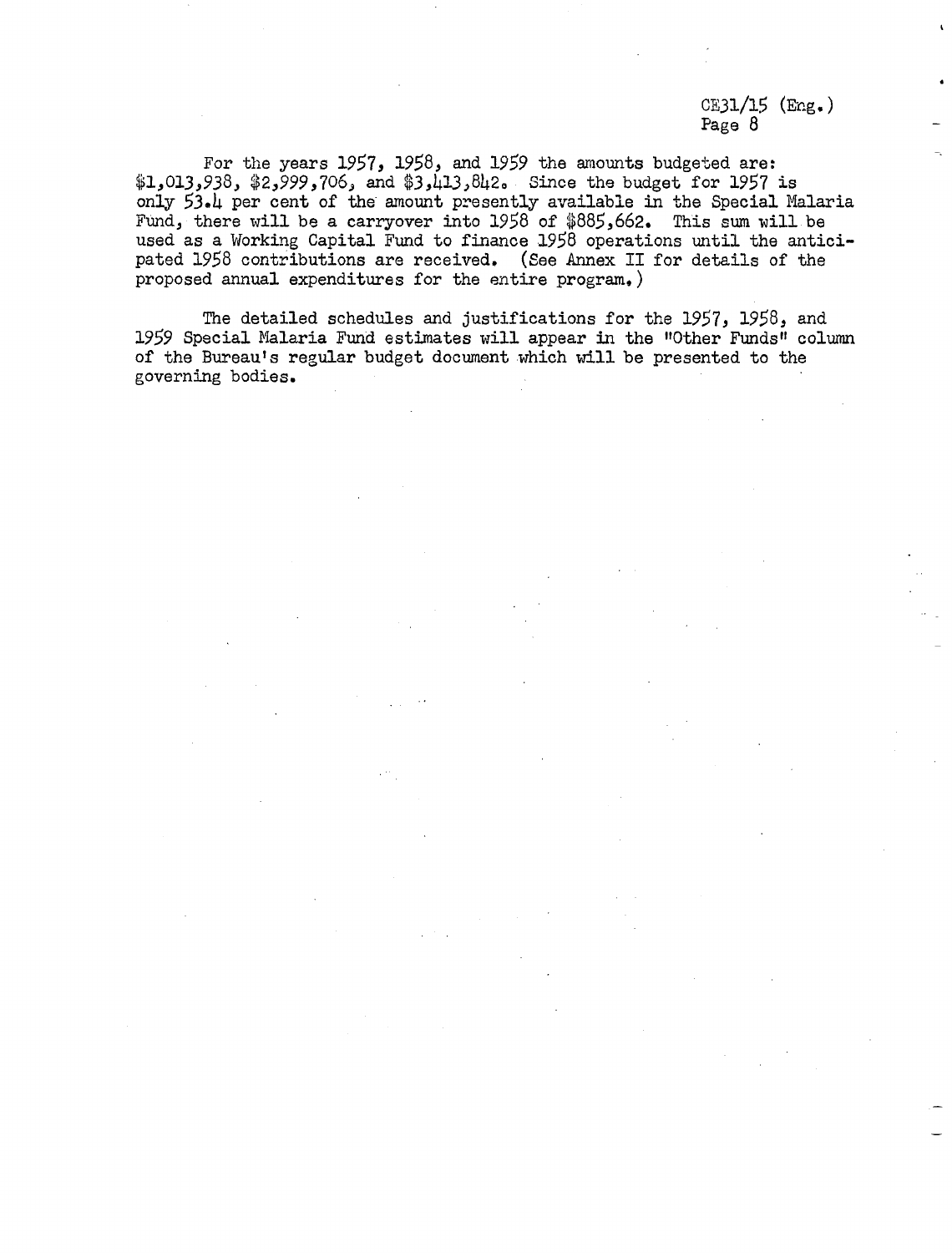For the years 1957, 1958, and 1959 the amounts budgeted are: $1,013,938, $2,999,706, and $3,413,842. Since the budget for 1957 is only 53.4 per cent of the amount presently available in the Special Malaria Fund, there will be a carryover into 1958 of $885,662. This sum will be used as a Working Capital Fund to finance 1958 operations until the anticipated 1958 contributions are received. (See Annex II for details of the proposed annual expenditures for the entire program.)

The detailed schedules and justifications for the 1957, 1958, and 1959 Special Malaria Fund estimates will appear in the "Other Funds" column of the Bureau's regular budget document which will be presented to the governing bodies.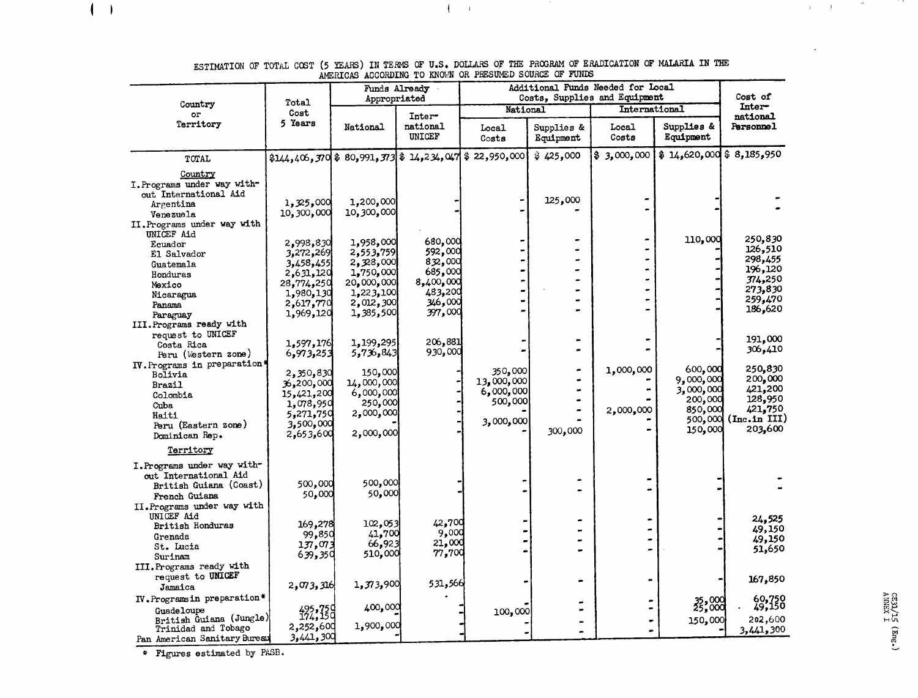ESTIMATION OF TOTAL COST (5 YEARS) IN TERMS OF U.S. DOLLARS OF THE PROGRAM OF ERADICATION OF MALARIA IN THE AMERICAS ACCORDING TO KNOWN OR PRESUMED SOURCE OF FUNDS

| Country or Territory | Total Cost 5 Years | Funds Already Appropriated | | Additional Funds Needed for Local Costs, Supplies and Equipment | | | | Cost of International Personnel |
|---|---|---|---|---|---|---|---|---|
| | | National | International UNICEF | National | | International | | |
| | | | | Local Costs | Supplies & Equipment | Local Costs | Supplies & Equipment | |
| TOTAL | $144,406,370 | $ 80,991,373 | $ 14,234,047 | $ 22,950,000 | $ 425,000 | $ 3,000,000 | $ 14,620,000 | $ 8,185,950 |
| **Country** | | | | | | | | |
| I. Programs under way without International Aid | | | | | | | | |
| Argentina | 1,325,000 | 1,200,000 | - | - | 125,000 | - | - | - |
| Venezuela | 10,300,000 | 10,300,000 | - | - | - | - | - | - |
| II. Programs under way with UNICEF Aid | | | | | | | | |
| Ecuador | 2,998,830 | 1,958,000 | 680,000 | - | - | - | 110,000 | 250,830 |
| El Salvador | 3,272,269 | 2,553,759 | 592,000 | - | - | - | - | 126,510 |
| Guatemala | 3,458,455 | 2,328,000 | 832,000 | - | - | - | - | 298,455 |
| Honduras | 2,631,120 | 1,750,000 | 685,000 | - | - | - | - | 196,120 |
| Mexico | 28,774,250 | 20,000,000 | 8,400,000 | - | - | - | - | 374,250 |
| Nicaragua | 1,980,130 | 1,223,100 | 483,200 | - | - | - | - | 273,830 |
| Panama | 2,617,770 | 2,012,300 | 346,000 | - | - | - | - | 259,470 |
| Paraguay | 1,969,120 | 1,385,500 | 397,000 | - | - | - | - | 186,620 |
| III. Programs ready with request to UNICEF | | | | | | | | |
| Costa Rica | 1,597,176 | 1,199,295 | 206,881 | - | - | - | - | 191,000 |
| Peru (Western zone) | 6,973,253 | 5,736,843 | 930,000 | - | - | - | - | 306,410 |
| IV. Programs in preparation* | | | | | | | | |
| Bolivia | 2,350,830 | 150,000 | - | 350,000 | - | 1,000,000 | 600,000 | 250,830 |
| Brazil | 36,200,000 | 14,000,000 | - | 13,000,000 | - | - | 9,000,000 | 200,000 |
| Colombia | 15,421,200 | 6,000,000 | - | 6,000,000 | - | - | 3,000,000 | 421,200 |
| Cuba | 1,078,950 | 250,000 | - | 500,000 | - | - | 200,000 | 128,950 |
| Haiti | 5,271,750 | 2,000,000 | - | - | - | 2,000,000 | 850,000 | 421,750 |
| Peru (Eastern zone) | 3,500,000 | - | - | 3,000,000 | - | - | 500,000 | (Inc.in III) |
| Dominican Rep. | 2,653,600 | 2,000,000 | - | - | 300,000 | - | 150,000 | 203,600 |
| **Territory** | | | | | | | | |
| I. Programs under way without International Aid | | | | | | | | |
| British Guiana (Coast) | 500,000 | 500,000 | - | - | - | - | - | - |
| French Guiana | 50,000 | 50,000 | - | - | - | - | - | - |
| II. Programs under way with UNICEF Aid | | | | | | | | |
| British Honduras | 169,278 | 102,053 | 42,700 | - | - | - | - | 24,525 |
| Grenada | 99,850 | 41,700 | 9,000 | - | - | - | - | 49,150 |
| St. Lucia | 137,073 | 66,923 | 21,000 | - | - | - | - | 49,150 |
| Surinam | 639,350 | 510,000 | 77,700 | - | - | - | - | 51,650 |
| III. Programs ready with request to UNICEF | | | | | | | | |
| Jamaica | 2,073,316 | 1,373,900 | 531,566 | - | - | - | - | 167,850 |
| IV. Programs in preparation* | | | | | | | | |
| Guadeloupe | 495,750 | 400,000 | - | - | - | - | 35,000 | 60,750 |
| British Guiana (Jungle) | 174,150 | - | - | 100,000 | - | - | 25,000 | 49,150 |
| Trinidad and Tobago | 2,252,600 | 1,900,000 | - | - | - | - | 150,000 | 202,600 |
| Pan American Sanitary Bureau | 3,441,300 | - | - | - | - | - | - | 3,441,300 |

\* Figures estimated by PASB.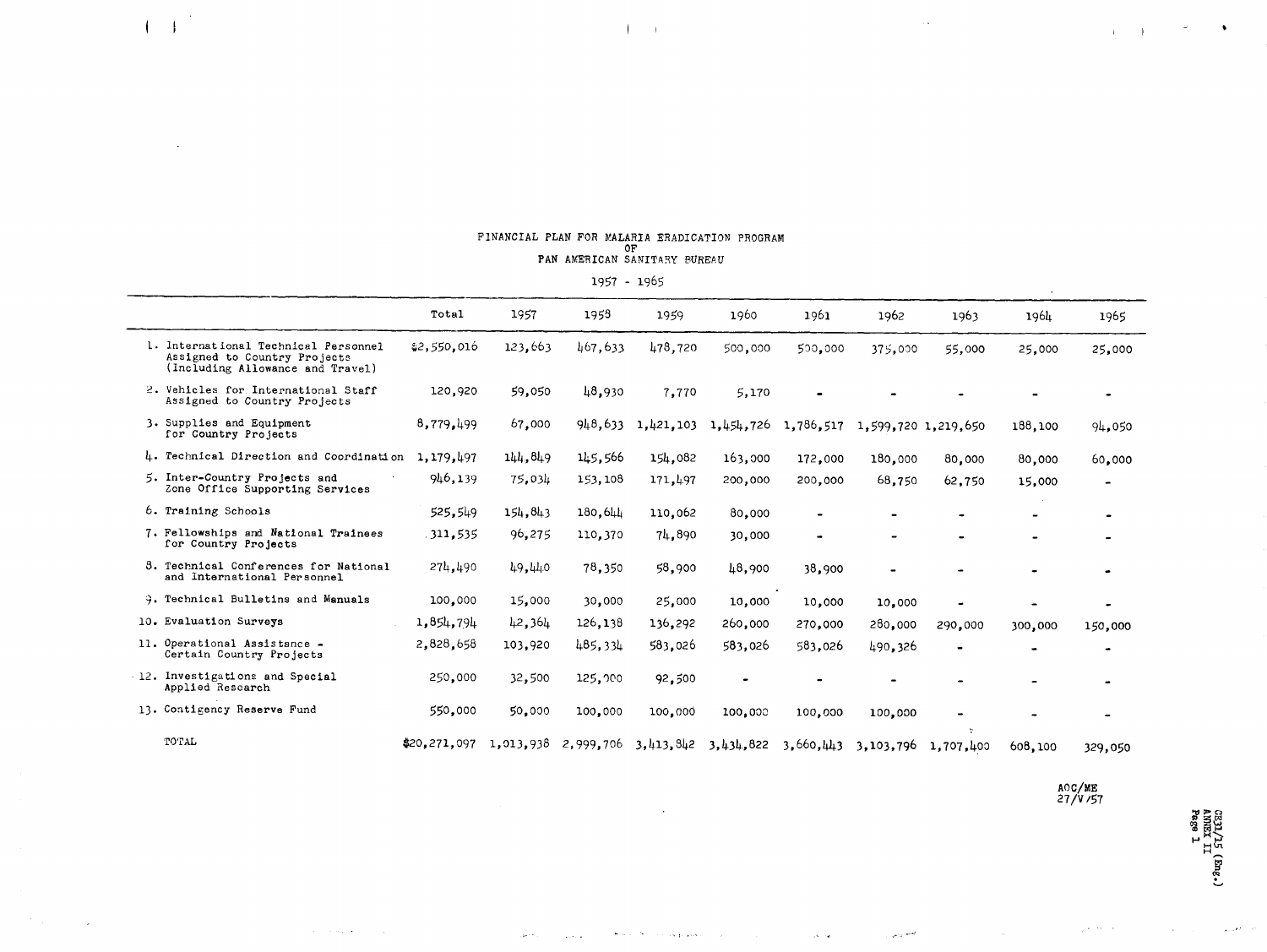FINANCIAL PLAN FOR MALARIA ERADICATION PROGRAM
OF
PAN AMERICAN SANITARY BUREAU

1957 - 1965

| | Total | 1957 | 1958 | 1959 | 1960 | 1961 | 1962 | 1963 | 1964 | 1965 |
|---|---|---|---|---|---|---|---|---|---|---|
| 1. International Technical Personnel Assigned to Country Projects (Including Allowance and Travel) | $2,550,016 | 123,663 | 467,633 | 478,720 | 500,000 | 500,000 | 375,000 | 55,000 | 25,000 | 25,000 |
| 2. Vehicles for International Staff Assigned to Country Projects | 120,920 | 59,050 | 48,930 | 7,770 | 5,170 | - | - | - | - | - |
| 3. Supplies and Equipment for Country Projects | 8,779,499 | 67,000 | 948,633 | 1,421,103 | 1,454,726 | 1,786,517 | 1,599,720 | 1,219,650 | 188,100 | 94,050 |
| 4. Technical Direction and Coordination | 1,179,497 | 144,849 | 145,566 | 154,082 | 163,000 | 172,000 | 180,000 | 80,000 | 80,000 | 60,000 |
| 5. Inter-Country Projects and Zone Office Supporting Services | 946,139 | 75,034 | 153,108 | 171,497 | 200,000 | 200,000 | 68,750 | 62,750 | 15,000 | - |
| 6. Training Schools | 525,549 | 154,843 | 180,644 | 110,062 | 80,000 | - | - | - | - | - |
| 7. Fellowships and National Trainees for Country Projects | 311,535 | 96,275 | 110,370 | 74,890 | 30,000 | - | - | - | - | - |
| 8. Technical Conferences for National and International Personnel | 274,490 | 49,440 | 78,350 | 58,900 | 48,900 | 38,900 | - | - | - | - |
| 9. Technical Bulletins and Manuals | 100,000 | 15,000 | 30,000 | 25,000 | 10,000 | 10,000 | 10,000 | - | - | - |
| 10. Evaluation Surveys | 1,854,794 | 42,364 | 126,138 | 136,292 | 260,000 | 270,000 | 280,000 | 290,000 | 300,000 | 150,000 |
| 11. Operational Assistance - Certain Country Projects | 2,828,658 | 103,920 | 485,334 | 583,026 | 583,026 | 583,026 | 490,326 | - | - | - |
| 12. Investigations and Special Applied Research | 250,000 | 32,500 | 125,000 | 92,500 | - | - | - | - | - | - |
| 13. Contigency Reserve Fund | 550,000 | 50,000 | 100,000 | 100,000 | 100,000 | 100,000 | 100,000 | - | - | - |
| TOTAL | $20,271,097 | 1,013,938 | 2,999,706 | 3,413,842 | 3,434,822 | 3,660,443 | 3,103,796 | 1,707,400 | 608,100 | 329,050 |

AOC/ME
27/V/57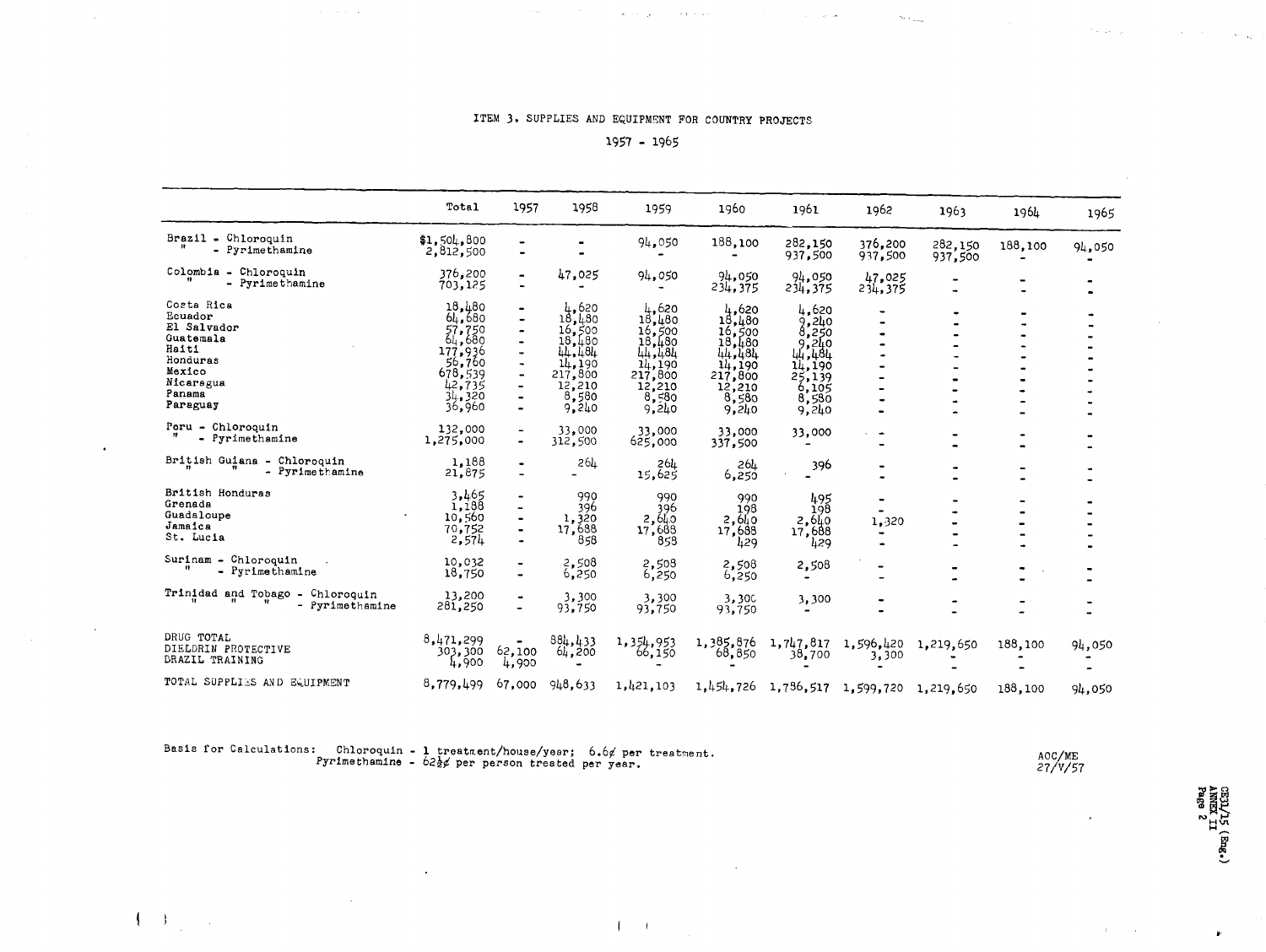# ITEM 3. SUPPLIES AND EQUIPMENT FOR COUNTRY PROJECTS

1957 - 1965

| | Total | 1957 | 1958 | 1959 | 1960 | 1961 | 1962 | 1963 | 1964 | 1965 |
|---|---|---|---|---|---|---|---|---|---|---|
| Brazil - Chloroquin | $1,504,800 | - | - | 94,050 | 188,100 | 282,150 | 376,200 | 282,150 | 188,100 | 94,050 |
| " - Pyrimethamine | 2,812,500 | - | - | - | - | 937,500 | 937,500 | 937,500 | - | - |
| Colombia - Chloroquin | 376,200 | - | 47,025 | 94,050 | 94,050 | 94,050 | 47,025 | - | - | - |
| " - Pyrimethamine | 703,125 | - | - | - | 234,375 | 234,375 | 234,375 | - | - | - |
| Costa Rica | 18,480 | - | 4,620 | 4,620 | 4,620 | 4,620 | - | - | - | - |
| Ecuador | 64,680 | - | 18,480 | 18,480 | 18,480 | 9,240 | - | - | - | - |
| El Salvador | 57,750 | - | 16,500 | 16,500 | 16,500 | 8,250 | - | - | - | - |
| Guatemala | 64,680 | - | 18,480 | 18,480 | 18,480 | 9,240 | - | - | - | - |
| Haiti | 177,936 | - | 44,484 | 44,484 | 44,484 | 44,484 | - | - | - | - |
| Honduras | 56,760 | - | 14,190 | 14,190 | 14,190 | 14,190 | - | - | - | - |
| Mexico | 678,539 | - | 217,800 | 217,800 | 217,800 | 25,139 | - | - | - | - |
| Nicaragua | 42,735 | - | 12,210 | 12,210 | 12,210 | 6,105 | - | - | - | - |
| Panama | 34,320 | - | 8,580 | 8,580 | 8,580 | 8,580 | - | - | - | - |
| Paraguay | 36,960 | - | 9,240 | 9,240 | 9,240 | 9,240 | - | - | - | - |
| Peru - Chloroquin | 132,000 | - | 33,000 | 33,000 | 33,000 | 33,000 | - | - | - | - |
| " - Pyrimethamine | 1,275,000 | - | 312,500 | 625,000 | 337,500 | - | - | - | - | - |
| British Guiana - Chloroquin | 1,188 | - | 264 | 264 | 264 | 396 | - | - | - | - |
| " " - Pyrimethamine | 21,875 | - | - | 15,625 | 6,250 | - | - | - | - | - |
| British Honduras | 3,465 | - | 990 | 990 | 990 | 495 | - | - | - | - |
| Grenada | 1,188 | - | 396 | 396 | 198 | 198 | - | - | - | - |
| Guadaloupe | 10,560 | - | 1,320 | 2,640 | 2,640 | 2,640 | 1,320 | - | - | - |
| Jamaica | 70,752 | - | 17,688 | 17,688 | 17,688 | 17,688 | - | - | - | - |
| St. Lucia | 2,574 | - | 858 | 858 | 429 | 429 | - | - | - | - |
| Surinam - Chloroquin | 10,032 | - | 2,508 | 2,508 | 2,508 | 2,508 | - | - | - | - |
| " - Pyrimethamine | 18,750 | - | 6,250 | 6,250 | 6,250 | - | - | - | - | - |
| Trinidad and Tobago - Chloroquin | 13,200 | - | 3,300 | 3,300 | 3,300 | 3,300 | - | - | - | - |
| " " " - Pyrimethamine | 281,250 | - | 93,750 | 93,750 | 93,750 | - | - | - | - | - |
| DRUG TOTAL | 8,471,299 | - | 884,433 | 1,354,953 | 1,385,876 | 1,747,817 | 1,596,420 | 1,219,650 | 188,100 | 94,050 |
| DIELDRIN PROTECTIVE | 303,300 | 62,100 | 64,200 | 66,150 | 68,850 | 38,700 | 3,300 | - | - | - |
| BRAZIL TRAINING | 4,900 | 4,900 | - | - | - | - | - | - | - | - |
| TOTAL SUPPLIES AND EQUIPMENT | 8,779,499 | 67,000 | 948,633 | 1,421,103 | 1,454,726 | 1,786,517 | 1,599,720 | 1,219,650 | 188,100 | 94,050 |

Basis for Calculations: Chloroquin - 1 treatment/house/year; 6.6¢ per treatment.
Pyrimethamine - 62½¢ per person treated per year.

AOC/ME
27/V/57